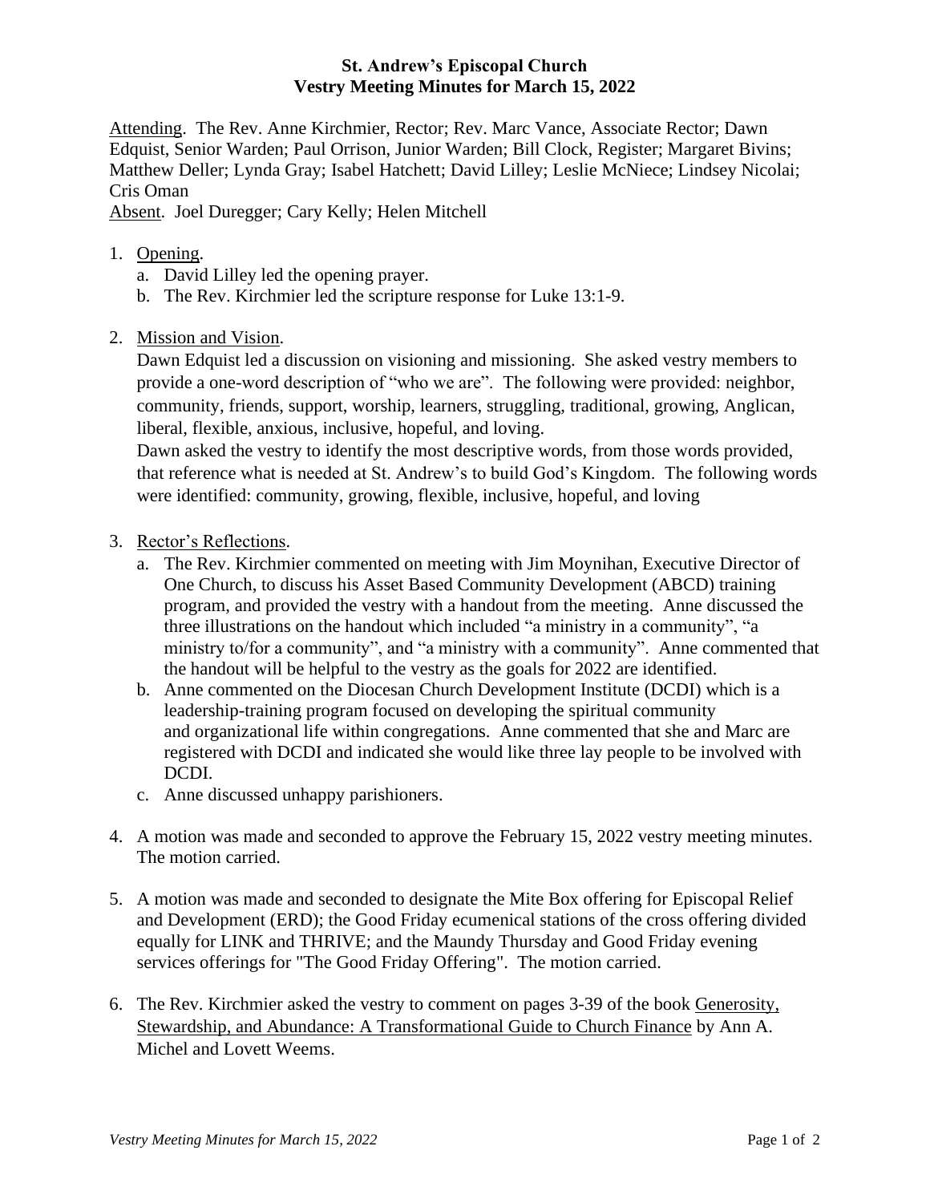# St. Andrew's Episcopal Church
## Vestry Meeting Minutes for March 15, 2022

Attending. The Rev. Anne Kirchmier, Rector; Rev. Marc Vance, Associate Rector; Dawn Edquist, Senior Warden; Paul Orrison, Junior Warden; Bill Clock, Register; Margaret Bivins; Matthew Deller; Lynda Gray; Isabel Hatchett; David Lilley; Leslie McNiece; Lindsey Nicolai; Cris Oman

Absent. Joel Duregger; Cary Kelly; Helen Mitchell

1. Opening.
   a. David Lilley led the opening prayer.
   b. The Rev. Kirchmier led the scripture response for Luke 13:1-9.

2. Mission and Vision.
   Dawn Edquist led a discussion on visioning and missioning. She asked vestry members to provide a one-word description of "who we are". The following were provided: neighbor, community, friends, support, worship, learners, struggling, traditional, growing, Anglican, liberal, flexible, anxious, inclusive, hopeful, and loving.
   Dawn asked the vestry to identify the most descriptive words, from those words provided, that reference what is needed at St. Andrew's to build God's Kingdom. The following words were identified: community, growing, flexible, inclusive, hopeful, and loving

3. Rector's Reflections.
   a. The Rev. Kirchmier commented on meeting with Jim Moynihan, Executive Director of One Church, to discuss his Asset Based Community Development (ABCD) training program, and provided the vestry with a handout from the meeting. Anne discussed the three illustrations on the handout which included "a ministry in a community", "a ministry to/for a community", and "a ministry with a community". Anne commented that the handout will be helpful to the vestry as the goals for 2022 are identified.
   b. Anne commented on the Diocesan Church Development Institute (DCDI) which is a leadership-training program focused on developing the spiritual community and organizational life within congregations. Anne commented that she and Marc are registered with DCDI and indicated she would like three lay people to be involved with DCDI.
   c. Anne discussed unhappy parishioners.

4. A motion was made and seconded to approve the February 15, 2022 vestry meeting minutes. The motion carried.

5. A motion was made and seconded to designate the Mite Box offering for Episcopal Relief and Development (ERD); the Good Friday ecumenical stations of the cross offering divided equally for LINK and THRIVE; and the Maundy Thursday and Good Friday evening services offerings for "The Good Friday Offering". The motion carried.

6. The Rev. Kirchmier asked the vestry to comment on pages 3-39 of the book Generosity, Stewardship, and Abundance: A Transformational Guide to Church Finance by Ann A. Michel and Lovett Weems.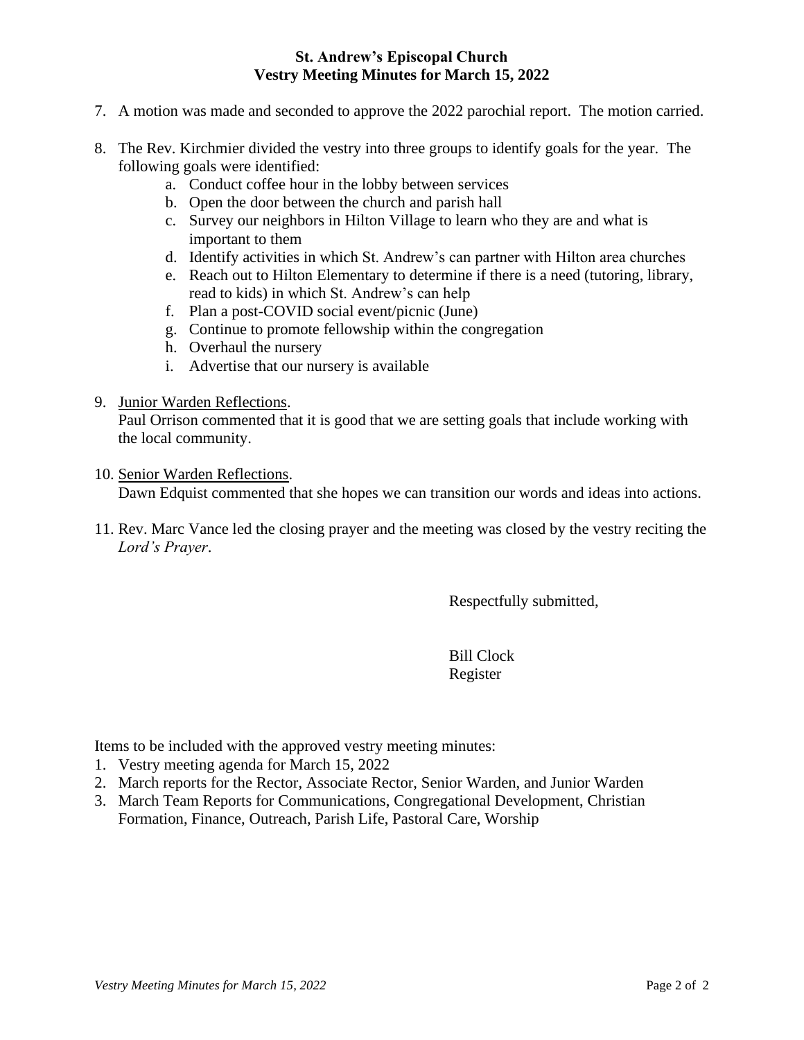**St. Andrew's Episcopal Church**
**Vestry Meeting Minutes for March 15, 2022**

7. A motion was made and seconded to approve the 2022 parochial report. The motion carried.

8. The Rev. Kirchmier divided the vestry into three groups to identify goals for the year. The following goals were identified:
    a. Conduct coffee hour in the lobby between services
    b. Open the door between the church and parish hall
    c. Survey our neighbors in Hilton Village to learn who they are and what is important to them
    d. Identify activities in which St. Andrew's can partner with Hilton area churches
    e. Reach out to Hilton Elementary to determine if there is a need (tutoring, library, read to kids) in which St. Andrew's can help
    f. Plan a post-COVID social event/picnic (June)
    g. Continue to promote fellowship within the congregation
    h. Overhaul the nursery
    i. Advertise that our nursery is available

9. <u>Junior Warden Reflections</u>.
   Paul Orrison commented that it is good that we are setting goals that include working with the local community.

10. <u>Senior Warden Reflections</u>.
    Dawn Edquist commented that she hopes we can transition our words and ideas into actions.

11. Rev. Marc Vance led the closing prayer and the meeting was closed by the vestry reciting the *Lord's Prayer*.

Respectfully submitted,

Bill Clock
Register

Items to be included with the approved vestry meeting minutes:
1. Vestry meeting agenda for March 15, 2022
2. March reports for the Rector, Associate Rector, Senior Warden, and Junior Warden
3. March Team Reports for Communications, Congregational Development, Christian Formation, Finance, Outreach, Parish Life, Pastoral Care, Worship